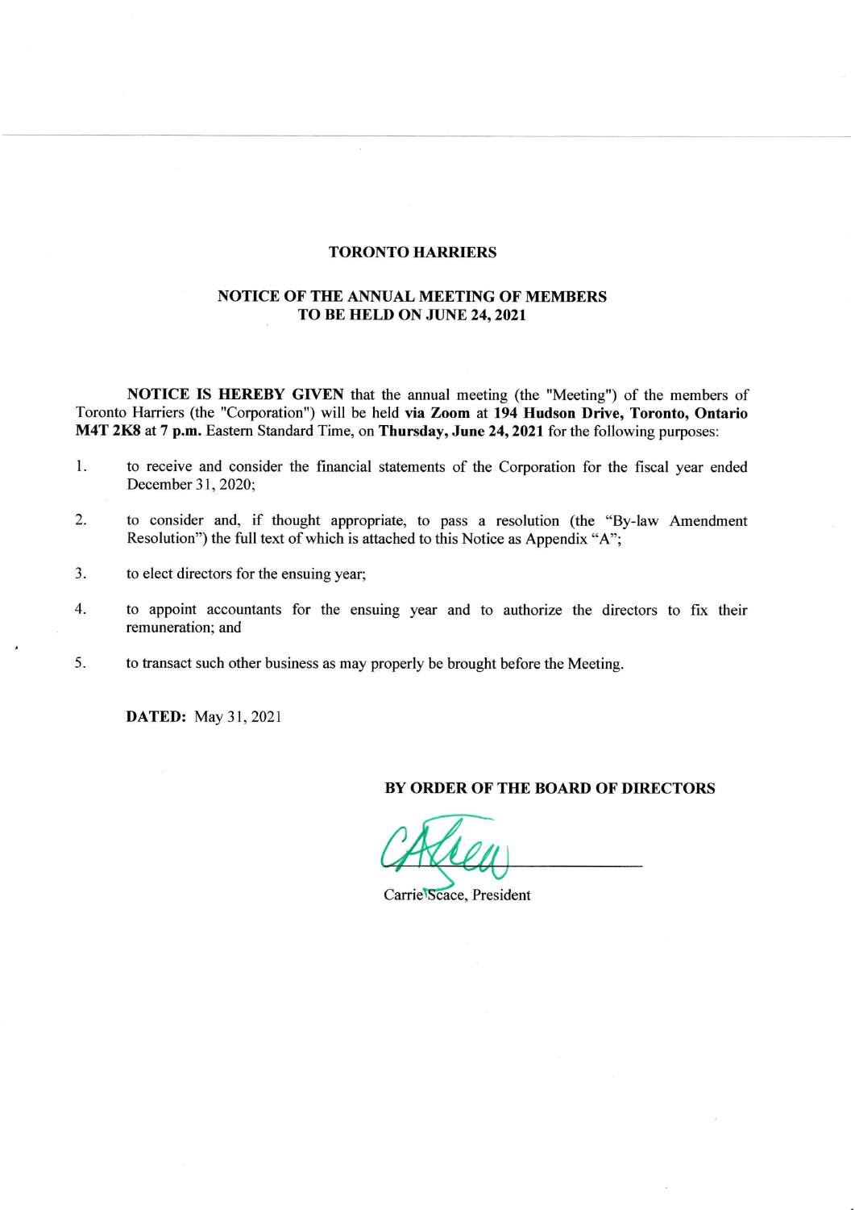# TORONTO HARRIERS

## NOTICE OF THE ANNUAL MEETING OF MEMBERS TO BE HELD ON JUNE 24, 2021

**NOTICE IS HEREBY GIVEN** that the annual meeting (the "Meeting") of the members of Toronto Harriers (the "Corporation") will be held **via Zoom** at **194 Hudson Drive, Toronto, Ontario M4T 2K8** at **7 p.m.** Eastern Standard Time, on **Thursday, June 24, 2021** for the following purposes:

1. to receive and consider the financial statements of the Corporation for the fiscal year ended December 31, 2020;
2. to consider and, if thought appropriate, to pass a resolution (the "By-law Amendment Resolution") the full text of which is attached to this Notice as Appendix "A";
3. to elect directors for the ensuing year;
4. to appoint accountants for the ensuing year and to authorize the directors to fix their remuneration; and
5. to transact such other business as may properly be brought before the Meeting.

**DATED:** May 31, 2021

**BY ORDER OF THE BOARD OF DIRECTORS**

Carrie Scace, President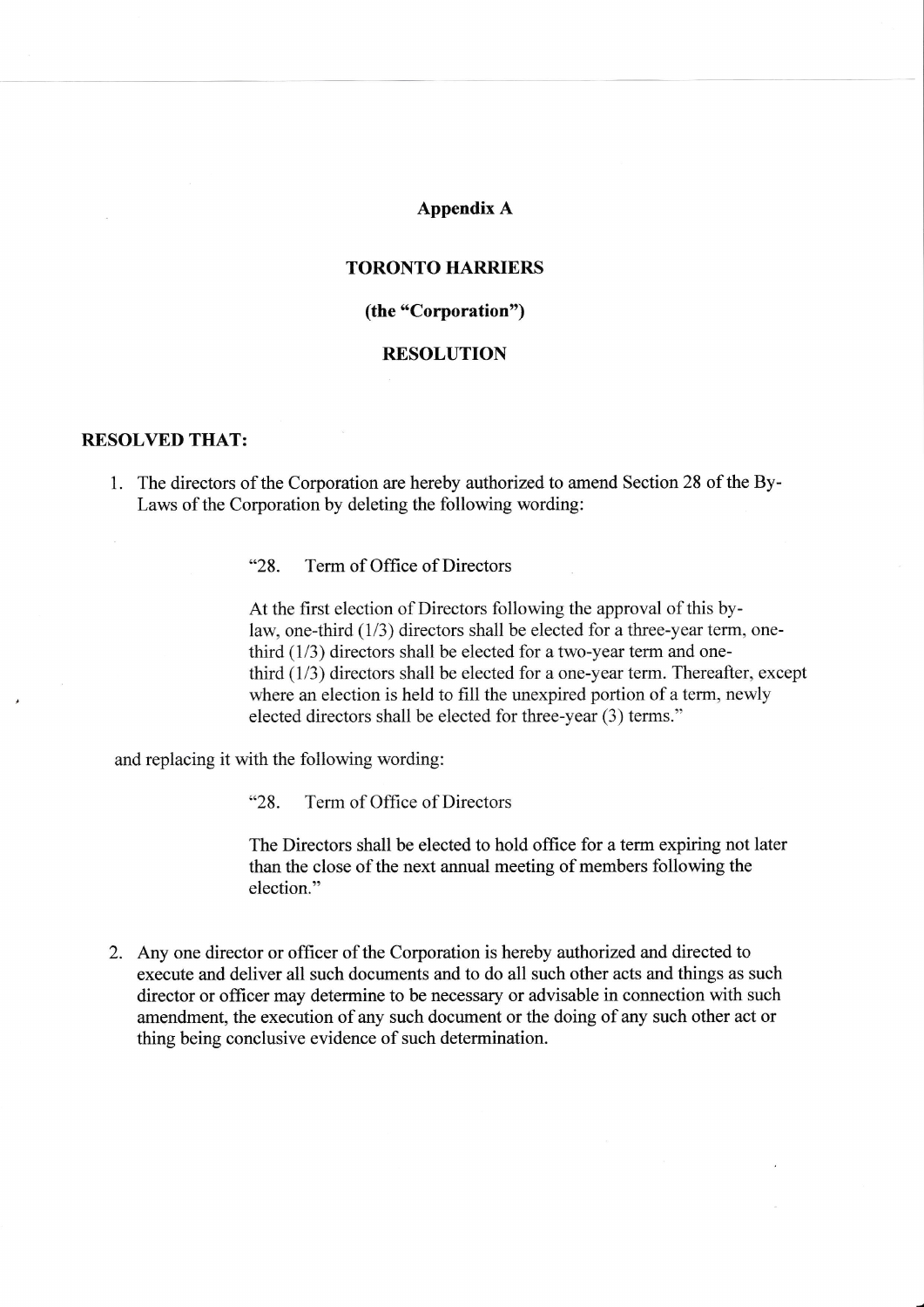**Appendix A**

**TORONTO HARRIERS**

**(the "Corporation")**

**RESOLUTION**

**RESOLVED THAT:**

1. The directors of the Corporation are hereby authorized to amend Section 28 of the By-Laws of the Corporation by deleting the following wording:

   > "28. Term of Office of Directors
   >
   > At the first election of Directors following the approval of this by-law, one-third (1/3) directors shall be elected for a three-year term, one-third (1/3) directors shall be elected for a two-year term and one-third (1/3) directors shall be elected for a one-year term. Thereafter, except where an election is held to fill the unexpired portion of a term, newly elected directors shall be elected for three-year (3) terms."

   and replacing it with the following wording:

   > "28. Term of Office of Directors
   >
   > The Directors shall be elected to hold office for a term expiring not later than the close of the next annual meeting of members following the election."

2. Any one director or officer of the Corporation is hereby authorized and directed to execute and deliver all such documents and to do all such other acts and things as such director or officer may determine to be necessary or advisable in connection with such amendment, the execution of any such document or the doing of any such other act or thing being conclusive evidence of such determination.